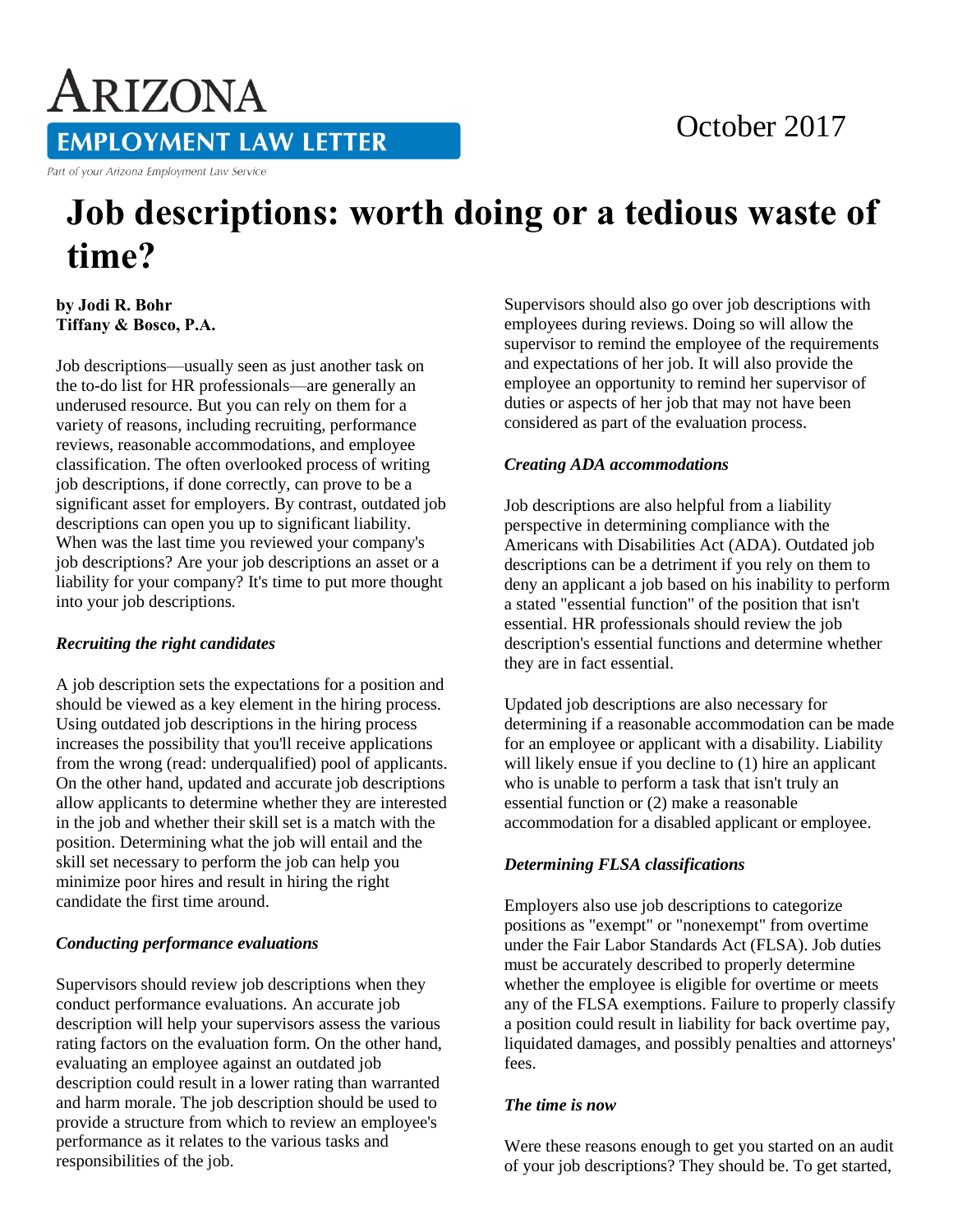# ARIZONA EMPLOYMENT LAW LETTER

Part of your Arizona Employment Law Service

October 2017

# Job descriptions: worth doing or a tedious waste of time?

**by Jodi R. Bohr**
**Tiffany & Bosco, P.A.**

Job descriptions—usually seen as just another task on the to-do list for HR professionals—are generally an underused resource. But you can rely on them for a variety of reasons, including recruiting, performance reviews, reasonable accommodations, and employee classification. The often overlooked process of writing job descriptions, if done correctly, can prove to be a significant asset for employers. By contrast, outdated job descriptions can open you up to significant liability. When was the last time you reviewed your company's job descriptions? Are your job descriptions an asset or a liability for your company? It's time to put more thought into your job descriptions.

***Recruiting the right candidates***

A job description sets the expectations for a position and should be viewed as a key element in the hiring process. Using outdated job descriptions in the hiring process increases the possibility that you'll receive applications from the wrong (read: underqualified) pool of applicants. On the other hand, updated and accurate job descriptions allow applicants to determine whether they are interested in the job and whether their skill set is a match with the position. Determining what the job will entail and the skill set necessary to perform the job can help you minimize poor hires and result in hiring the right candidate the first time around.

***Conducting performance evaluations***

Supervisors should review job descriptions when they conduct performance evaluations. An accurate job description will help your supervisors assess the various rating factors on the evaluation form. On the other hand, evaluating an employee against an outdated job description could result in a lower rating than warranted and harm morale. The job description should be used to provide a structure from which to review an employee's performance as it relates to the various tasks and responsibilities of the job.

Supervisors should also go over job descriptions with employees during reviews. Doing so will allow the supervisor to remind the employee of the requirements and expectations of her job. It will also provide the employee an opportunity to remind her supervisor of duties or aspects of her job that may not have been considered as part of the evaluation process.

***Creating ADA accommodations***

Job descriptions are also helpful from a liability perspective in determining compliance with the Americans with Disabilities Act (ADA). Outdated job descriptions can be a detriment if you rely on them to deny an applicant a job based on his inability to perform a stated "essential function" of the position that isn't essential. HR professionals should review the job description's essential functions and determine whether they are in fact essential.

Updated job descriptions are also necessary for determining if a reasonable accommodation can be made for an employee or applicant with a disability. Liability will likely ensue if you decline to (1) hire an applicant who is unable to perform a task that isn't truly an essential function or (2) make a reasonable accommodation for a disabled applicant or employee.

***Determining FLSA classifications***

Employers also use job descriptions to categorize positions as "exempt" or "nonexempt" from overtime under the Fair Labor Standards Act (FLSA). Job duties must be accurately described to properly determine whether the employee is eligible for overtime or meets any of the FLSA exemptions. Failure to properly classify a position could result in liability for back overtime pay, liquidated damages, and possibly penalties and attorneys' fees.

***The time is now***

Were these reasons enough to get you started on an audit of your job descriptions? They should be. To get started,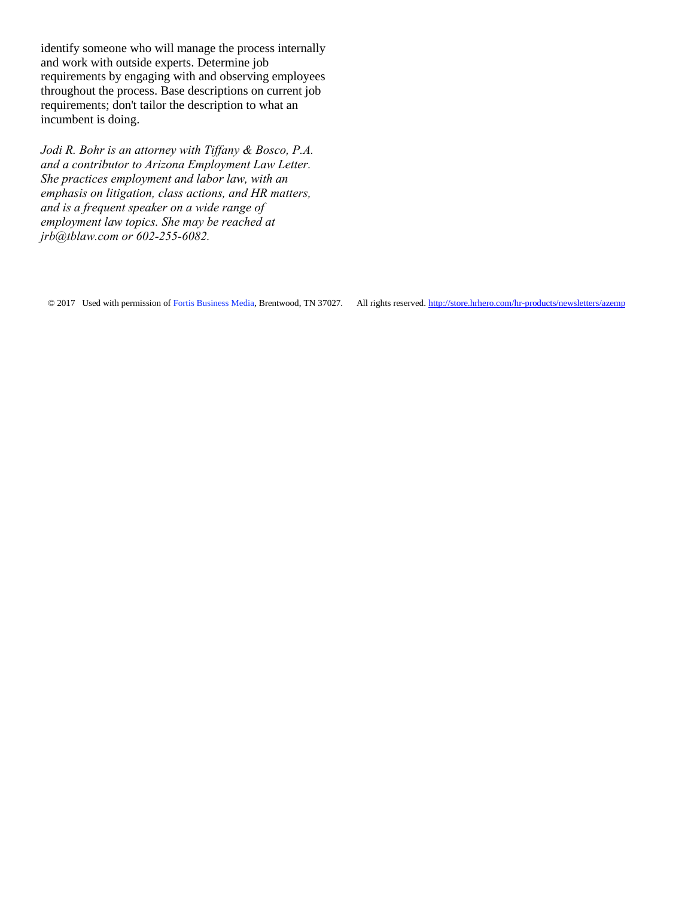identify someone who will manage the process internally and work with outside experts. Determine job requirements by engaging with and observing employees throughout the process. Base descriptions on current job requirements; don't tailor the description to what an incumbent is doing.

*Jodi R. Bohr is an attorney with Tiffany & Bosco, P.A. and a contributor to Arizona Employment Law Letter. She practices employment and labor law, with an emphasis on litigation, class actions, and HR matters, and is a frequent speaker on a wide range of employment law topics. She may be reached at jrb@tblaw.com or 602-255-6082.*

© 2017 Used with permission of Fortis Business Media, Brentwood, TN 37027. All rights reserved. http://store.hrhero.com/hr-products/newsletters/azemp